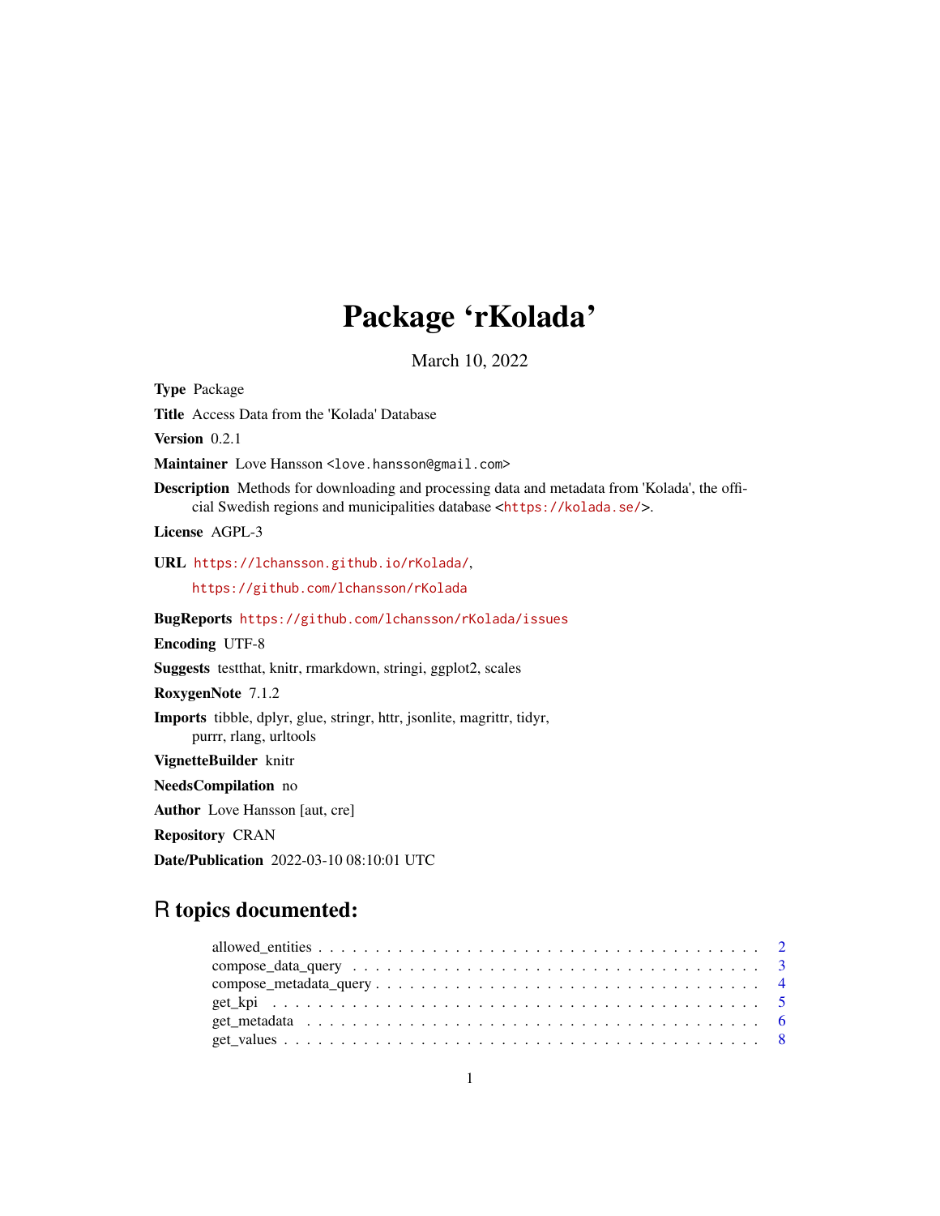# Package 'rKolada'

March 10, 2022

**Type** Package

**Title** Access Data from the 'Kolada' Database

**Version** 0.2.1

**Maintainer** Love Hansson <love.hansson@gmail.com>

**Description** Methods for downloading and processing data and metadata from 'Kolada', the official Swedish regions and municipalities database <https://kolada.se/>.

**License** AGPL-3

**URL** https://lchansson.github.io/rKolada/, https://github.com/lchansson/rKolada

**BugReports** https://github.com/lchansson/rKolada/issues

**Encoding** UTF-8

**Suggests** testthat, knitr, rmarkdown, stringi, ggplot2, scales

**RoxygenNote** 7.1.2

**Imports** tibble, dplyr, glue, stringr, httr, jsonlite, magrittr, tidyr, purrr, rlang, urltools

**VignetteBuilder** knitr

**NeedsCompilation** no

**Author** Love Hansson [aut, cre]

**Repository** CRAN

**Date/Publication** 2022-03-10 08:10:01 UTC

## R topics documented:

- allowed_entities . . . . . . . . . . 2
- compose_data_query . . . . . . . . . . 3
- compose_metadata_query . . . . . . . . . . 4
- get_kpi . . . . . . . . . . 5
- get_metadata . . . . . . . . . . 6
- get_values . . . . . . . . . . 8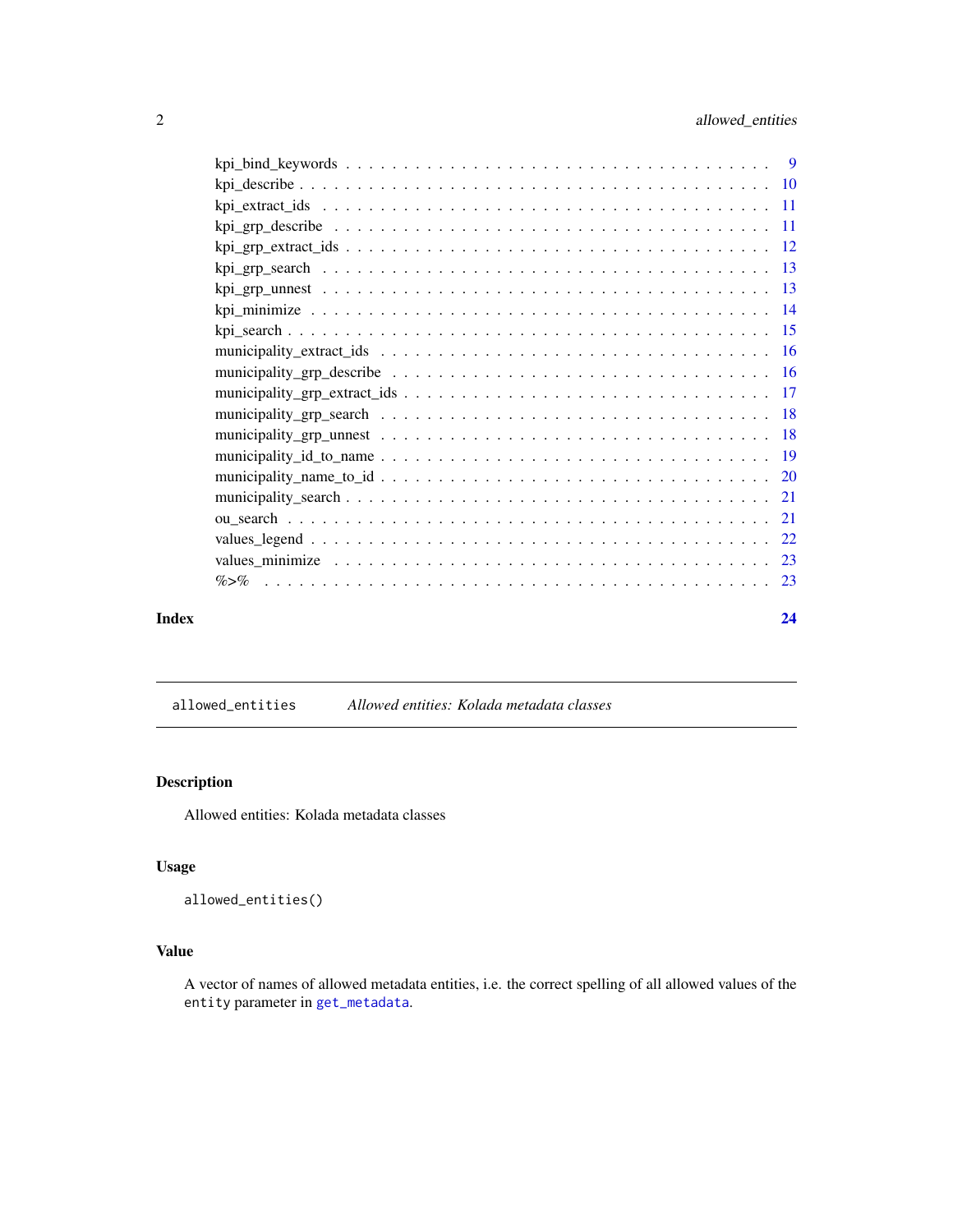kpi_bind_keywords . . . . . . . . . . . . . . . . . . . . . . . . . . . . . . . . . . . 9
kpi_describe . . . . . . . . . . . . . . . . . . . . . . . . . . . . . . . . . . . . . . 10
kpi_extract_ids . . . . . . . . . . . . . . . . . . . . . . . . . . . . . . . . . . . . . 11
kpi_grp_describe . . . . . . . . . . . . . . . . . . . . . . . . . . . . . . . . . . . . 11
kpi_grp_extract_ids . . . . . . . . . . . . . . . . . . . . . . . . . . . . . . . . . . 12
kpi_grp_search . . . . . . . . . . . . . . . . . . . . . . . . . . . . . . . . . . . . . 13
kpi_grp_unnest . . . . . . . . . . . . . . . . . . . . . . . . . . . . . . . . . . . . . 13
kpi_minimize . . . . . . . . . . . . . . . . . . . . . . . . . . . . . . . . . . . . . . 14
kpi_search . . . . . . . . . . . . . . . . . . . . . . . . . . . . . . . . . . . . . . . 15
municipality_extract_ids . . . . . . . . . . . . . . . . . . . . . . . . . . . . . . . 16
municipality_grp_describe . . . . . . . . . . . . . . . . . . . . . . . . . . . . . . 16
municipality_grp_extract_ids . . . . . . . . . . . . . . . . . . . . . . . . . . . . . 17
municipality_grp_search . . . . . . . . . . . . . . . . . . . . . . . . . . . . . . . 18
municipality_grp_unnest . . . . . . . . . . . . . . . . . . . . . . . . . . . . . . . 18
municipality_id_to_name . . . . . . . . . . . . . . . . . . . . . . . . . . . . . . . 19
municipality_name_to_id . . . . . . . . . . . . . . . . . . . . . . . . . . . . . . . 20
municipality_search . . . . . . . . . . . . . . . . . . . . . . . . . . . . . . . . . . 21
ou_search . . . . . . . . . . . . . . . . . . . . . . . . . . . . . . . . . . . . . . . . 21
values_legend . . . . . . . . . . . . . . . . . . . . . . . . . . . . . . . . . . . . . . 22
values_minimize . . . . . . . . . . . . . . . . . . . . . . . . . . . . . . . . . . . . . 23
%>% . . . . . . . . . . . . . . . . . . . . . . . . . . . . . . . . . . . . . . . . . . . 23

**Index** **24**

---

`allowed_entities` *Allowed entities: Kolada metadata classes*

---

## Description

Allowed entities: Kolada metadata classes

## Usage

```
allowed_entities()
```

## Value

A vector of names of allowed metadata entities, i.e. the correct spelling of all allowed values of the `entity` parameter in `get_metadata`.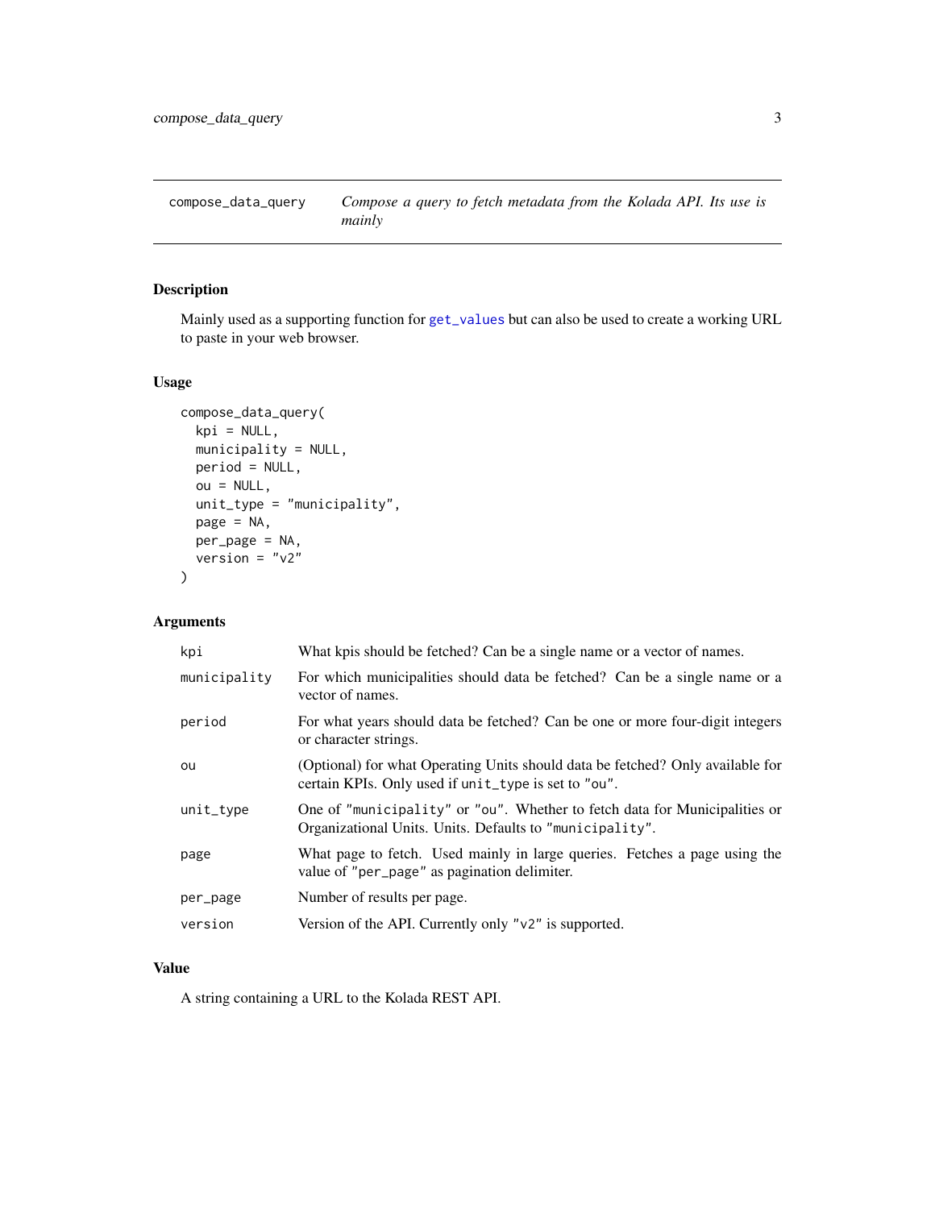compose_data_query — *Compose a query to fetch metadata from the Kolada API. Its use is mainly*

## Description

Mainly used as a supporting function for get_values but can also be used to create a working URL to paste in your web browser.

## Usage

```
compose_data_query(
  kpi = NULL,
  municipality = NULL,
  period = NULL,
  ou = NULL,
  unit_type = "municipality",
  page = NA,
  per_page = NA,
  version = "v2"
)
```

## Arguments

| Argument | Description |
|---|---|
| `kpi` | What kpis should be fetched? Can be a single name or a vector of names. |
| `municipality` | For which municipalities should data be fetched? Can be a single name or a vector of names. |
| `period` | For what years should data be fetched? Can be one or more four-digit integers or character strings. |
| `ou` | (Optional) for what Operating Units should data be fetched? Only available for certain KPIs. Only used if `unit_type` is set to `"ou"`. |
| `unit_type` | One of `"municipality"` or `"ou"`. Whether to fetch data for Municipalities or Organizational Units. Units. Defaults to `"municipality"`. |
| `page` | What page to fetch. Used mainly in large queries. Fetches a page using the value of `"per_page"` as pagination delimiter. |
| `per_page` | Number of results per page. |
| `version` | Version of the API. Currently only `"v2"` is supported. |

## Value

A string containing a URL to the Kolada REST API.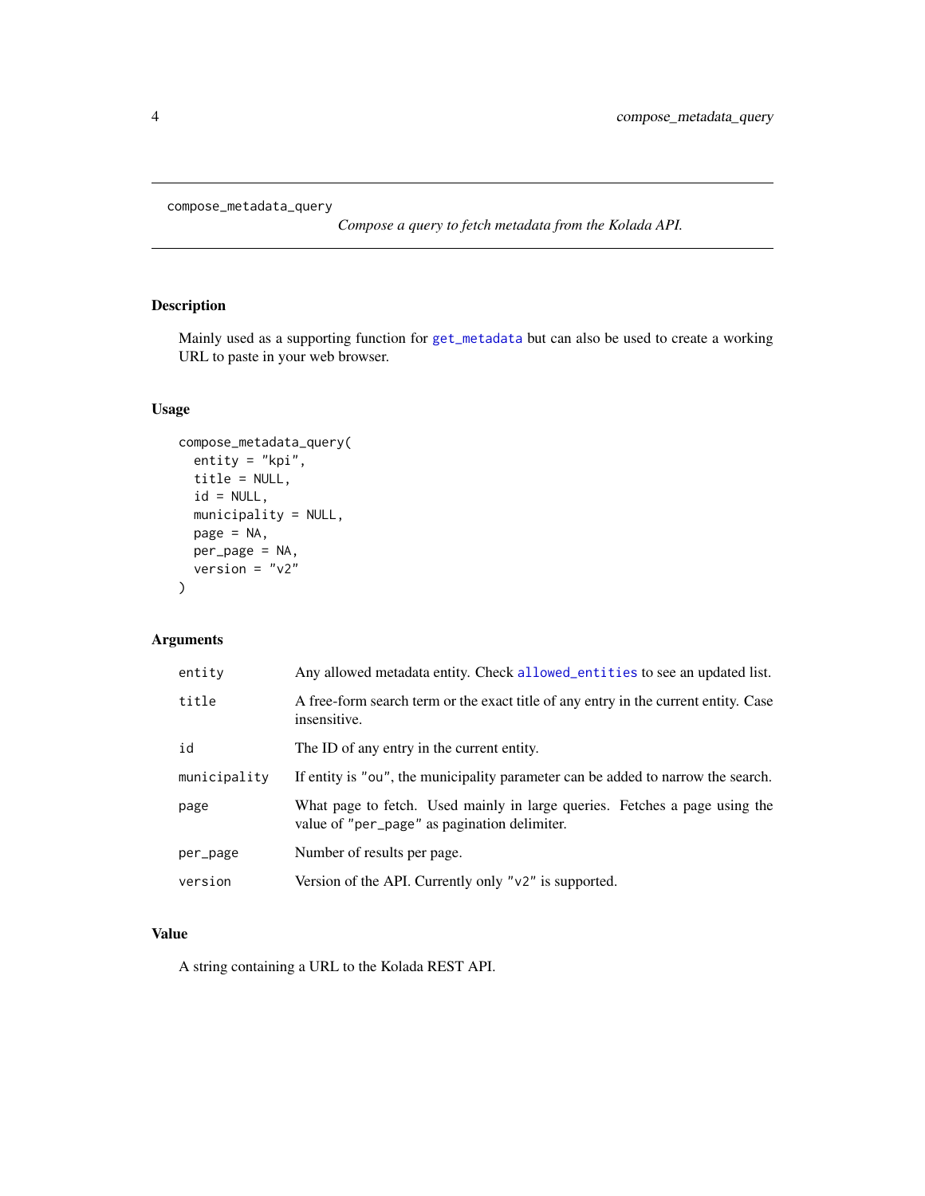compose_metadata_query

*Compose a query to fetch metadata from the Kolada API.*

## Description

Mainly used as a supporting function for get_metadata but can also be used to create a working URL to paste in your web browser.

## Usage

```
compose_metadata_query(
  entity = "kpi",
  title = NULL,
  id = NULL,
  municipality = NULL,
  page = NA,
  per_page = NA,
  version = "v2"
)
```

## Arguments

| | |
|---|---|
| entity | Any allowed metadata entity. Check allowed_entities to see an updated list. |
| title | A free-form search term or the exact title of any entry in the current entity. Case insensitive. |
| id | The ID of any entry in the current entity. |
| municipality | If entity is "ou", the municipality parameter can be added to narrow the search. |
| page | What page to fetch. Used mainly in large queries. Fetches a page using the value of "per_page" as pagination delimiter. |
| per_page | Number of results per page. |
| version | Version of the API. Currently only "v2" is supported. |

## Value

A string containing a URL to the Kolada REST API.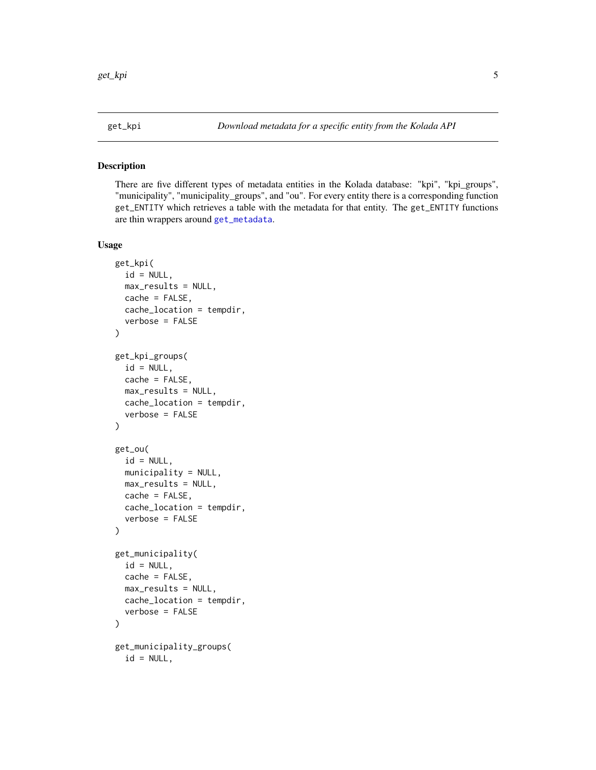get_kpi *Download metadata for a specific entity from the Kolada API*

## Description

There are five different types of metadata entities in the Kolada database: "kpi", "kpi_groups", "municipality", "municipality_groups", and "ou". For every entity there is a corresponding function `get_ENTITY` which retrieves a table with the metadata for that entity. The `get_ENTITY` functions are thin wrappers around `get_metadata`.

## Usage

```
get_kpi(
  id = NULL,
  max_results = NULL,
  cache = FALSE,
  cache_location = tempdir,
  verbose = FALSE
)

get_kpi_groups(
  id = NULL,
  cache = FALSE,
  max_results = NULL,
  cache_location = tempdir,
  verbose = FALSE
)

get_ou(
  id = NULL,
  municipality = NULL,
  max_results = NULL,
  cache = FALSE,
  cache_location = tempdir,
  verbose = FALSE
)

get_municipality(
  id = NULL,
  cache = FALSE,
  max_results = NULL,
  cache_location = tempdir,
  verbose = FALSE
)

get_municipality_groups(
  id = NULL,
```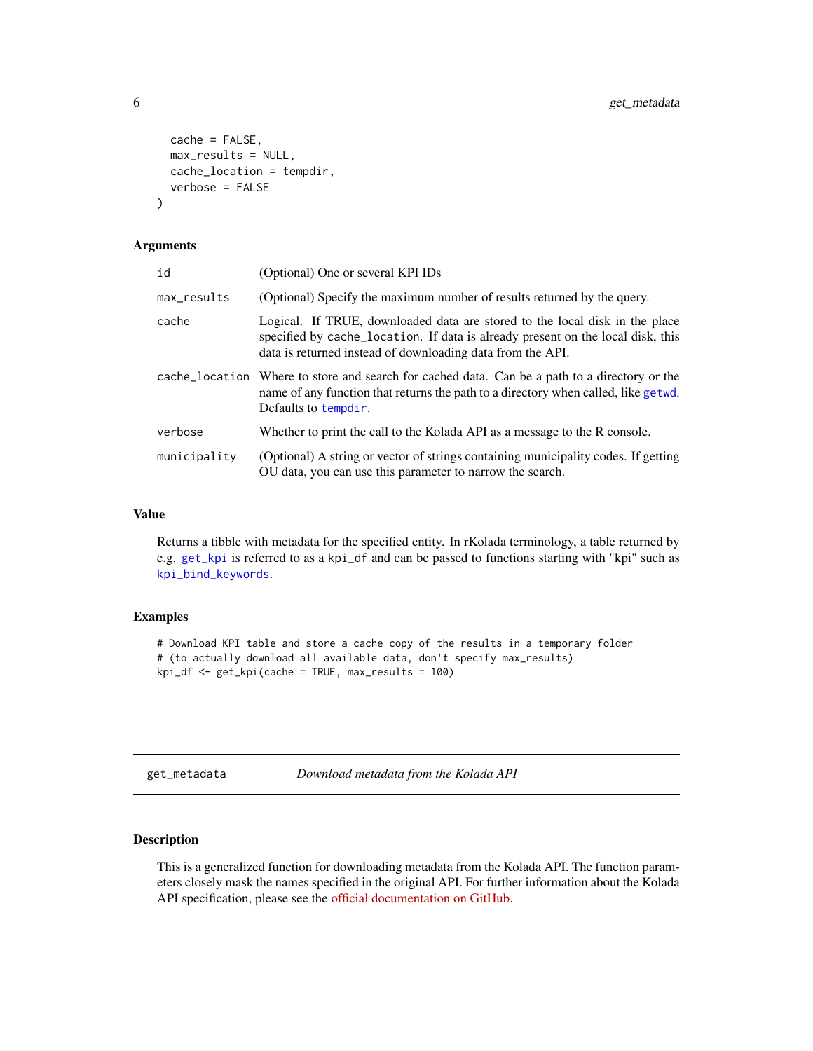```
  cache = FALSE,
  max_results = NULL,
  cache_location = tempdir,
  verbose = FALSE
)
```

### Arguments

| | |
|---|---|
| id | (Optional) One or several KPI IDs |
| max_results | (Optional) Specify the maximum number of results returned by the query. |
| cache | Logical. If TRUE, downloaded data are stored to the local disk in the place specified by cache_location. If data is already present on the local disk, this data is returned instead of downloading data from the API. |
| cache_location | Where to store and search for cached data. Can be a path to a directory or the name of any function that returns the path to a directory when called, like getwd. Defaults to tempdir. |
| verbose | Whether to print the call to the Kolada API as a message to the R console. |
| municipality | (Optional) A string or vector of strings containing municipality codes. If getting OU data, you can use this parameter to narrow the search. |

### Value

Returns a tibble with metadata for the specified entity. In rKolada terminology, a table returned by e.g. get_kpi is referred to as a kpi_df and can be passed to functions starting with "kpi" such as kpi_bind_keywords.

### Examples

```
# Download KPI table and store a cache copy of the results in a temporary folder
# (to actually download all available data, don't specify max_results)
kpi_df <- get_kpi(cache = TRUE, max_results = 100)
```

---

## get_metadata — *Download metadata from the Kolada API*

### Description

This is a generalized function for downloading metadata from the Kolada API. The function parameters closely mask the names specified in the original API. For further information about the Kolada API specification, please see the official documentation on GitHub.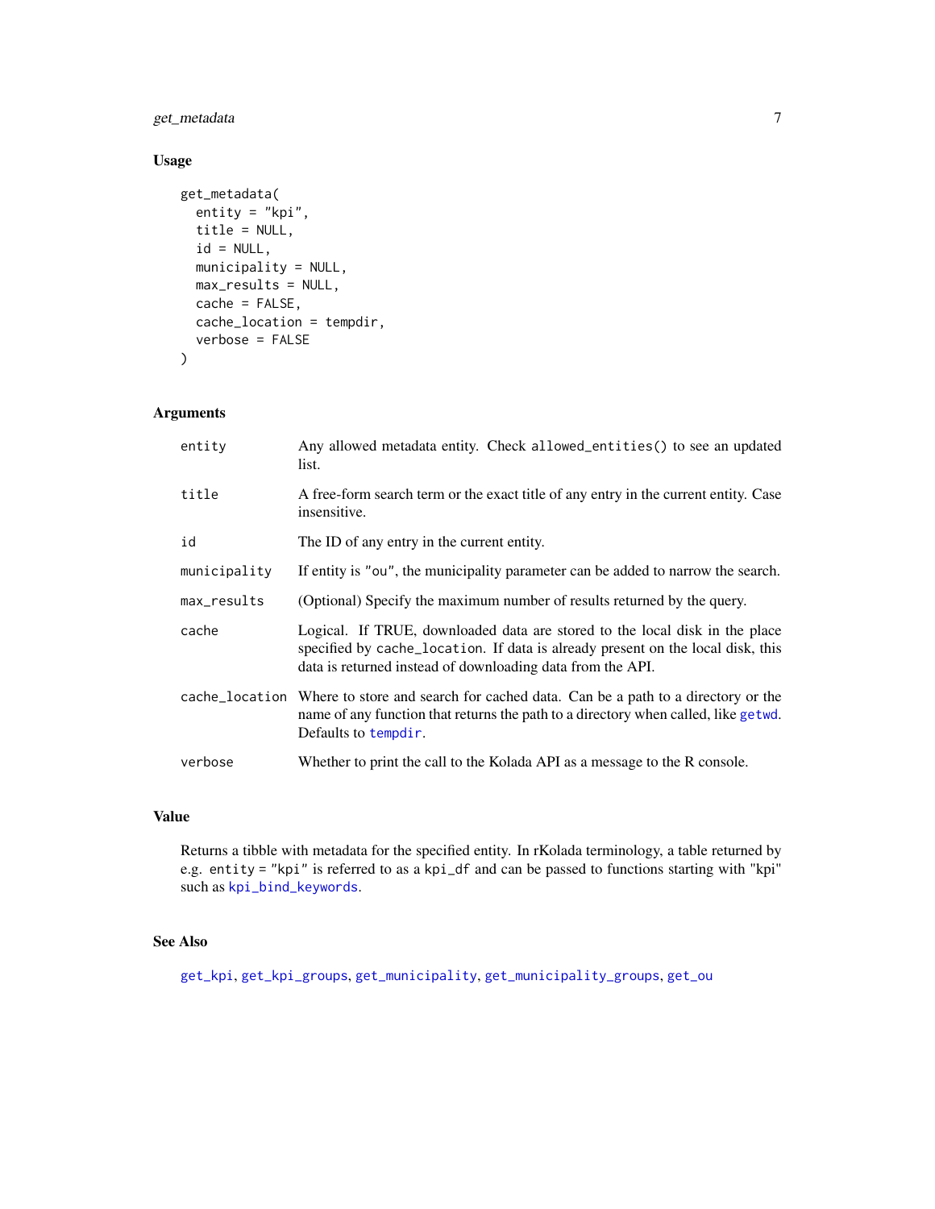## Usage

```
get_metadata(
  entity = "kpi",
  title = NULL,
  id = NULL,
  municipality = NULL,
  max_results = NULL,
  cache = FALSE,
  cache_location = tempdir,
  verbose = FALSE
)
```

## Arguments

| | |
|---|---|
| `entity` | Any allowed metadata entity. Check `allowed_entities()` to see an updated list. |
| `title` | A free-form search term or the exact title of any entry in the current entity. Case insensitive. |
| `id` | The ID of any entry in the current entity. |
| `municipality` | If entity is `"ou"`, the municipality parameter can be added to narrow the search. |
| `max_results` | (Optional) Specify the maximum number of results returned by the query. |
| `cache` | Logical. If TRUE, downloaded data are stored to the local disk in the place specified by `cache_location`. If data is already present on the local disk, this data is returned instead of downloading data from the API. |
| `cache_location` | Where to store and search for cached data. Can be a path to a directory or the name of any function that returns the path to a directory when called, like `getwd`. Defaults to `tempdir`. |
| `verbose` | Whether to print the call to the Kolada API as a message to the R console. |

## Value

Returns a tibble with metadata for the specified entity. In rKolada terminology, a table returned by e.g. `entity = "kpi"` is referred to as a `kpi_df` and can be passed to functions starting with "kpi" such as `kpi_bind_keywords`.

## See Also

`get_kpi`, `get_kpi_groups`, `get_municipality`, `get_municipality_groups`, `get_ou`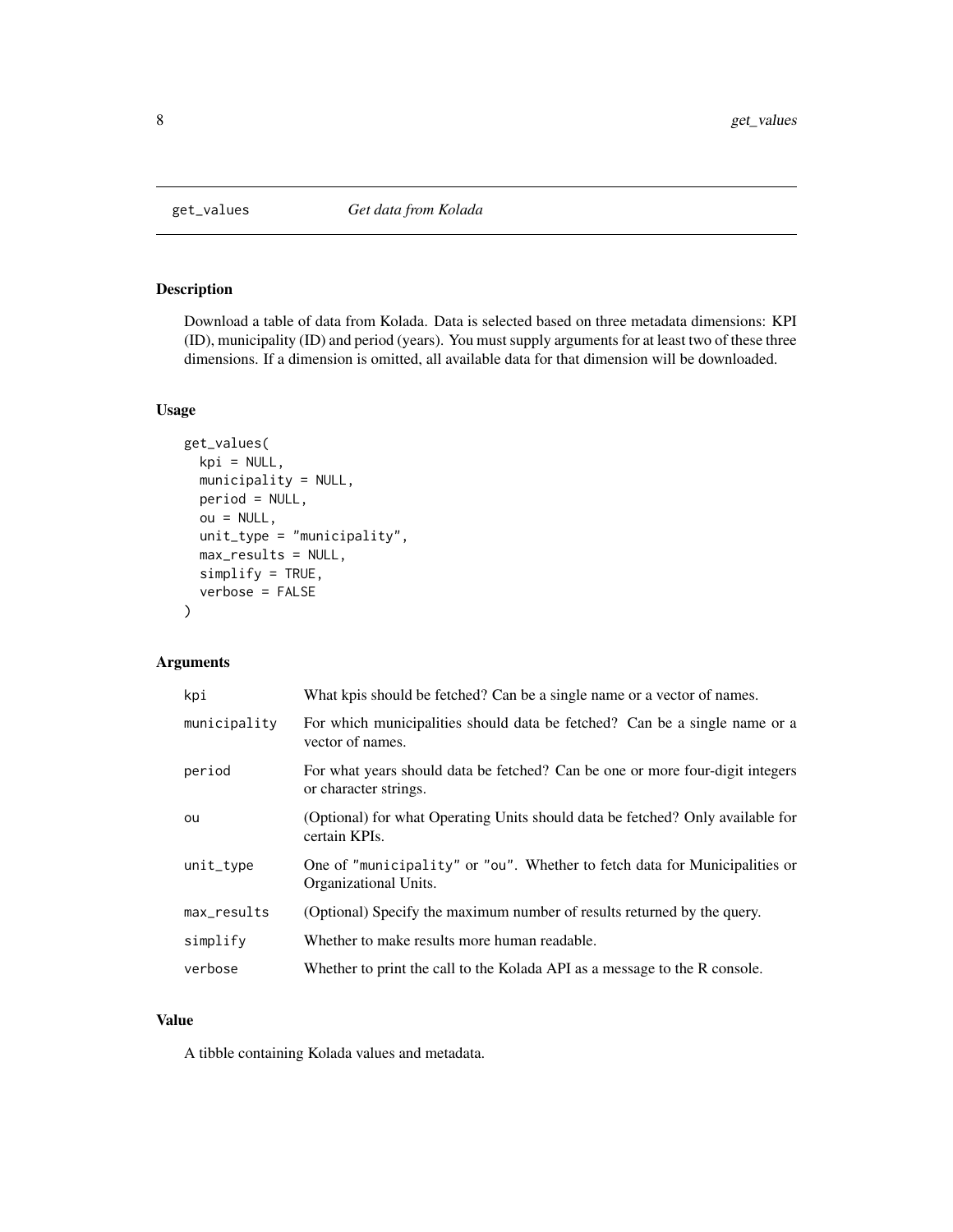## get_values *Get data from Kolada*

### Description

Download a table of data from Kolada. Data is selected based on three metadata dimensions: KPI (ID), municipality (ID) and period (years). You must supply arguments for at least two of these three dimensions. If a dimension is omitted, all available data for that dimension will be downloaded.

### Usage

```
get_values(
  kpi = NULL,
  municipality = NULL,
  period = NULL,
  ou = NULL,
  unit_type = "municipality",
  max_results = NULL,
  simplify = TRUE,
  verbose = FALSE
)
```

### Arguments

| | |
|---|---|
| `kpi` | What kpis should be fetched? Can be a single name or a vector of names. |
| `municipality` | For which municipalities should data be fetched? Can be a single name or a vector of names. |
| `period` | For what years should data be fetched? Can be one or more four-digit integers or character strings. |
| `ou` | (Optional) for what Operating Units should data be fetched? Only available for certain KPIs. |
| `unit_type` | One of "municipality" or "ou". Whether to fetch data for Municipalities or Organizational Units. |
| `max_results` | (Optional) Specify the maximum number of results returned by the query. |
| `simplify` | Whether to make results more human readable. |
| `verbose` | Whether to print the call to the Kolada API as a message to the R console. |

### Value

A tibble containing Kolada values and metadata.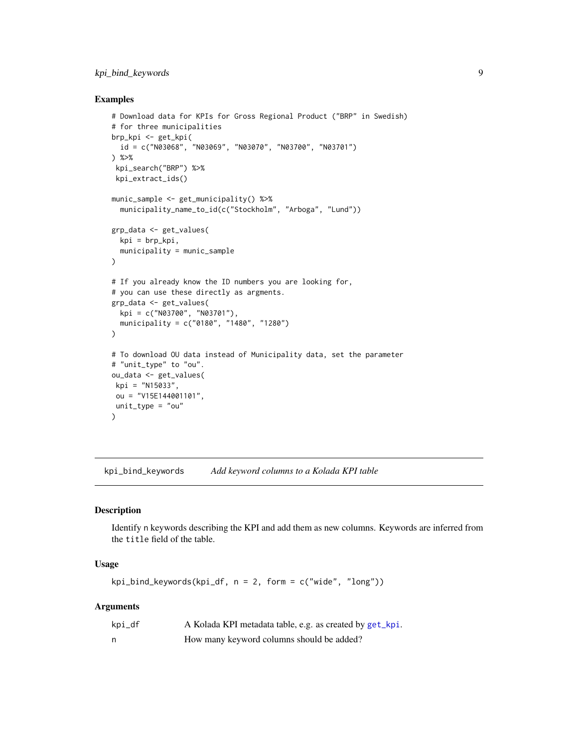## Examples

```
# Download data for KPIs for Gross Regional Product ("BRP" in Swedish)
# for three municipalities
brp_kpi <- get_kpi(
  id = c("N03068", "N03069", "N03070", "N03700", "N03701")
) %>%
 kpi_search("BRP") %>%
 kpi_extract_ids()

munic_sample <- get_municipality() %>%
  municipality_name_to_id(c("Stockholm", "Arboga", "Lund"))

grp_data <- get_values(
  kpi = brp_kpi,
  municipality = munic_sample
)

# If you already know the ID numbers you are looking for,
# you can use these directly as argments.
grp_data <- get_values(
  kpi = c("N03700", "N03701"),
  municipality = c("0180", "1480", "1280")
)

# To download OU data instead of Municipality data, set the parameter
# "unit_type" to "ou".
ou_data <- get_values(
 kpi = "N15033",
 ou = "V15E144001101",
 unit_type = "ou"
)
```

---

`kpi_bind_keywords` *Add keyword columns to a Kolada KPI table*

---

## Description

Identify n keywords describing the KPI and add them as new columns. Keywords are inferred from the `title` field of the table.

## Usage

```
kpi_bind_keywords(kpi_df, n = 2, form = c("wide", "long"))
```

## Arguments

| | |
|---|---|
| kpi_df | A Kolada KPI metadata table, e.g. as created by get_kpi. |
| n | How many keyword columns should be added? |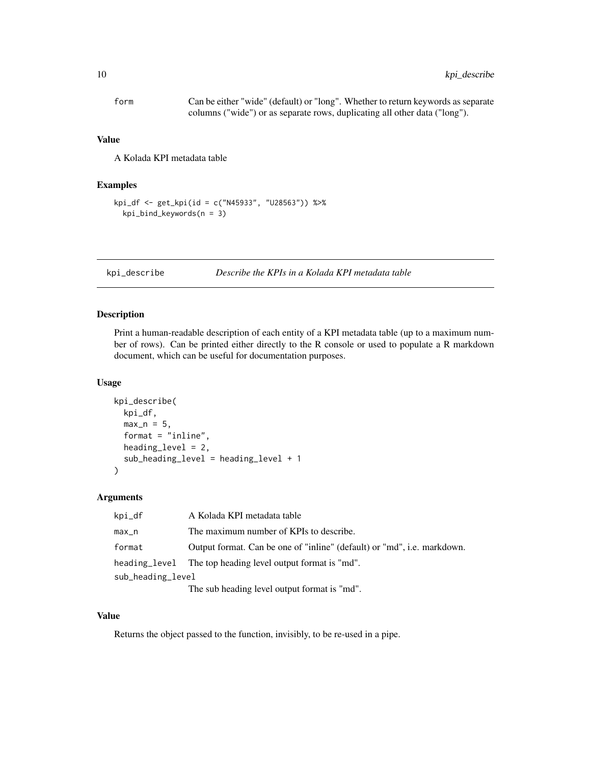| | |
|---|---|
| form | Can be either "wide" (default) or "long". Whether to return keywords as separate columns ("wide") or as separate rows, duplicating all other data ("long"). |

### Value

A Kolada KPI metadata table

### Examples

```
kpi_df <- get_kpi(id = c("N45933", "U28563")) %>%
  kpi_bind_keywords(n = 3)
```

---

## kpi_describe — *Describe the KPIs in a Kolada KPI metadata table*

---

### Description

Print a human-readable description of each entity of a KPI metadata table (up to a maximum number of rows). Can be printed either directly to the R console or used to populate a R markdown document, which can be useful for documentation purposes.

### Usage

```
kpi_describe(
  kpi_df,
  max_n = 5,
  format = "inline",
  heading_level = 2,
  sub_heading_level = heading_level + 1
)
```

### Arguments

| | |
|---|---|
| kpi_df | A Kolada KPI metadata table |
| max_n | The maximum number of KPIs to describe. |
| format | Output format. Can be one of "inline" (default) or "md", i.e. markdown. |
| heading_level | The top heading level output format is "md". |
| sub_heading_level | The sub heading level output format is "md". |

### Value

Returns the object passed to the function, invisibly, to be re-used in a pipe.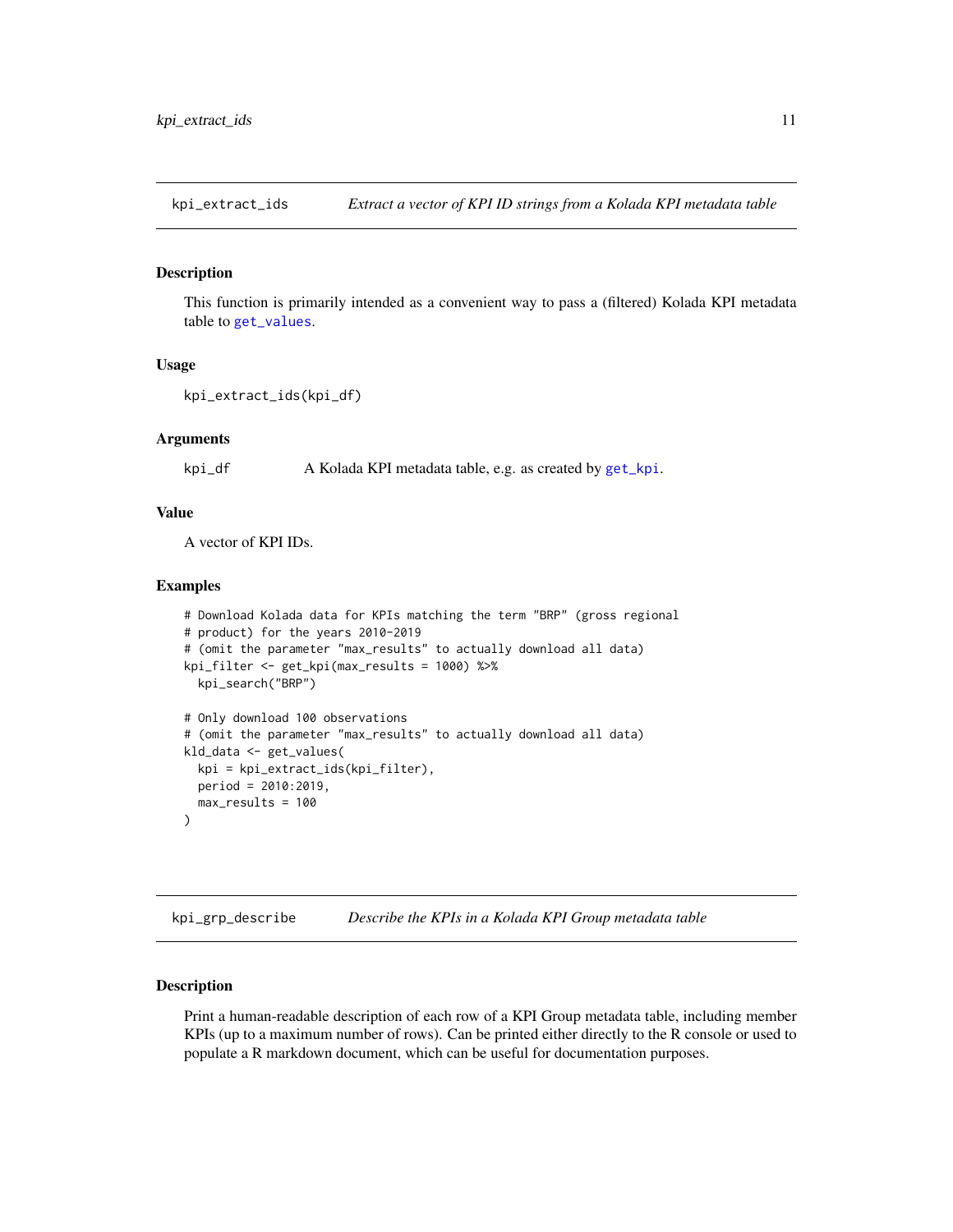## kpi_extract_ids — *Extract a vector of KPI ID strings from a Kolada KPI metadata table*

### Description

This function is primarily intended as a convenient way to pass a (filtered) Kolada KPI metadata table to get_values.

### Usage

```
kpi_extract_ids(kpi_df)
```

### Arguments

| | |
|---|---|
| kpi_df | A Kolada KPI metadata table, e.g. as created by get_kpi. |

### Value

A vector of KPI IDs.

### Examples

```
# Download Kolada data for KPIs matching the term "BRP" (gross regional
# product) for the years 2010-2019
# (omit the parameter "max_results" to actually download all data)
kpi_filter <- get_kpi(max_results = 1000) %>%
  kpi_search("BRP")

# Only download 100 observations
# (omit the parameter "max_results" to actually download all data)
kld_data <- get_values(
  kpi = kpi_extract_ids(kpi_filter),
  period = 2010:2019,
  max_results = 100
)
```

## kpi_grp_describe — *Describe the KPIs in a Kolada KPI Group metadata table*

### Description

Print a human-readable description of each row of a KPI Group metadata table, including member KPIs (up to a maximum number of rows). Can be printed either directly to the R console or used to populate a R markdown document, which can be useful for documentation purposes.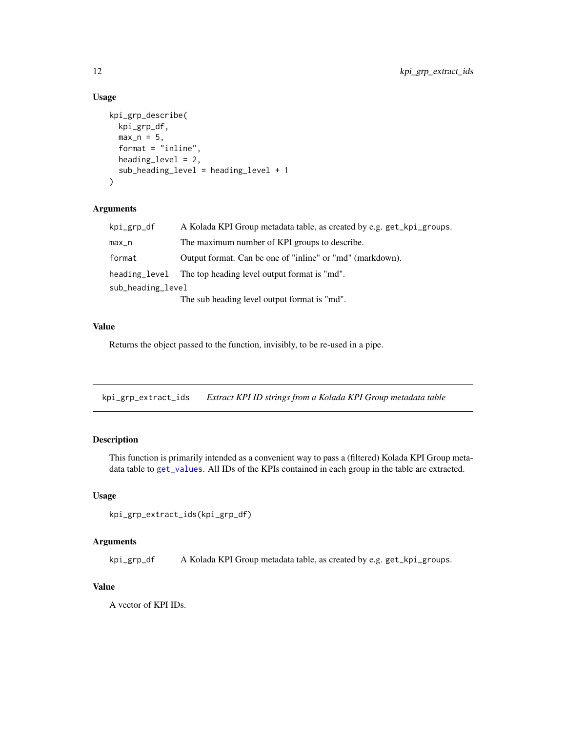## Usage

```
kpi_grp_describe(
  kpi_grp_df,
  max_n = 5,
  format = "inline",
  heading_level = 2,
  sub_heading_level = heading_level + 1
)
```

## Arguments

| | |
|---|---|
| kpi_grp_df | A Kolada KPI Group metadata table, as created by e.g. get_kpi_groups. |
| max_n | The maximum number of KPI groups to describe. |
| format | Output format. Can be one of "inline" or "md" (markdown). |
| heading_level | The top heading level output format is "md". |
| sub_heading_level | The sub heading level output format is "md". |

## Value

Returns the object passed to the function, invisibly, to be re-used in a pipe.

---

# kpi_grp_extract_ids — *Extract KPI ID strings from a Kolada KPI Group metadata table*

## Description

This function is primarily intended as a convenient way to pass a (filtered) Kolada KPI Group metadata table to `get_values`. All IDs of the KPIs contained in each group in the table are extracted.

## Usage

```
kpi_grp_extract_ids(kpi_grp_df)
```

## Arguments

| | |
|---|---|
| kpi_grp_df | A Kolada KPI Group metadata table, as created by e.g. get_kpi_groups. |

## Value

A vector of KPI IDs.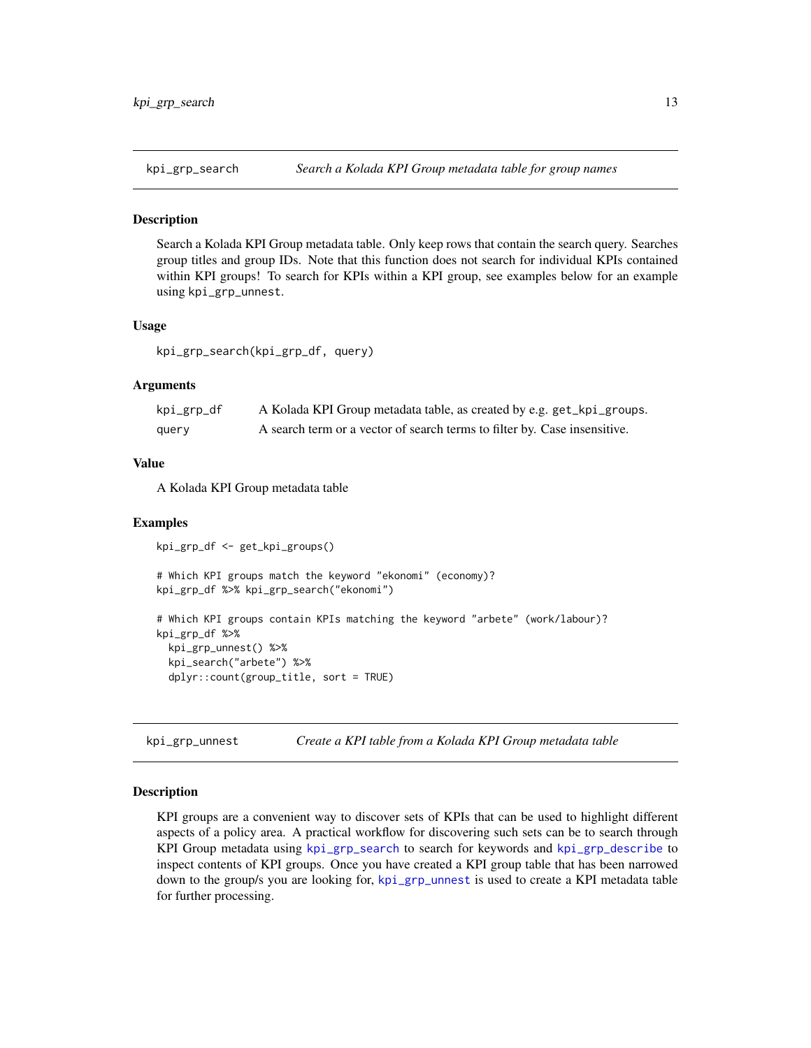## kpi_grp_search — *Search a Kolada KPI Group metadata table for group names*

### Description

Search a Kolada KPI Group metadata table. Only keep rows that contain the search query. Searches group titles and group IDs. Note that this function does not search for individual KPIs contained within KPI groups! To search for KPIs within a KPI group, see examples below for an example using `kpi_grp_unnest`.

### Usage

```
kpi_grp_search(kpi_grp_df, query)
```

### Arguments

| | |
|---|---|
| `kpi_grp_df` | A Kolada KPI Group metadata table, as created by e.g. `get_kpi_groups`. |
| `query` | A search term or a vector of search terms to filter by. Case insensitive. |

### Value

A Kolada KPI Group metadata table

### Examples

```
kpi_grp_df <- get_kpi_groups()

# Which KPI groups match the keyword "ekonomi" (economy)?
kpi_grp_df %>% kpi_grp_search("ekonomi")

# Which KPI groups contain KPIs matching the keyword "arbete" (work/labour)?
kpi_grp_df %>%
  kpi_grp_unnest() %>%
  kpi_search("arbete") %>%
  dplyr::count(group_title, sort = TRUE)
```

## kpi_grp_unnest — *Create a KPI table from a Kolada KPI Group metadata table*

### Description

KPI groups are a convenient way to discover sets of KPIs that can be used to highlight different aspects of a policy area. A practical workflow for discovering such sets can be to search through KPI Group metadata using `kpi_grp_search` to search for keywords and `kpi_grp_describe` to inspect contents of KPI groups. Once you have created a KPI group table that has been narrowed down to the group/s you are looking for, `kpi_grp_unnest` is used to create a KPI metadata table for further processing.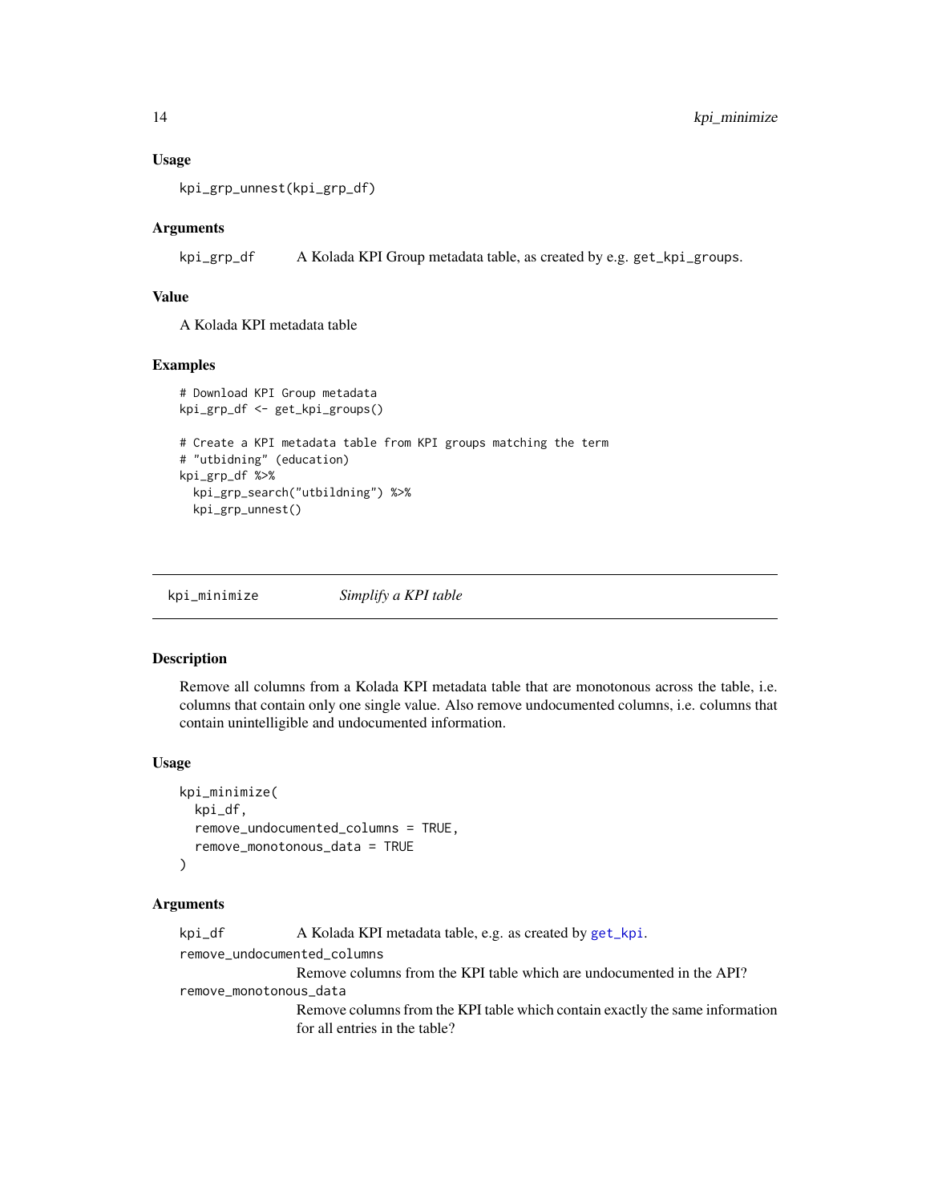## Usage

```
kpi_grp_unnest(kpi_grp_df)
```

## Arguments

kpi_grp_df A Kolada KPI Group metadata table, as created by e.g. get_kpi_groups.

## Value

A Kolada KPI metadata table

## Examples

```
# Download KPI Group metadata
kpi_grp_df <- get_kpi_groups()

# Create a KPI metadata table from KPI groups matching the term
# "utbidning" (education)
kpi_grp_df %>%
  kpi_grp_search("utbildning") %>%
  kpi_grp_unnest()
```

---

# kpi_minimize *Simplify a KPI table*

## Description

Remove all columns from a Kolada KPI metadata table that are monotonous across the table, i.e. columns that contain only one single value. Also remove undocumented columns, i.e. columns that contain unintelligible and undocumented information.

## Usage

```
kpi_minimize(
  kpi_df,
  remove_undocumented_columns = TRUE,
  remove_monotonous_data = TRUE
)
```

## Arguments

kpi_df A Kolada KPI metadata table, e.g. as created by get_kpi.

remove_undocumented_columns
Remove columns from the KPI table which are undocumented in the API?

remove_monotonous_data
Remove columns from the KPI table which contain exactly the same information for all entries in the table?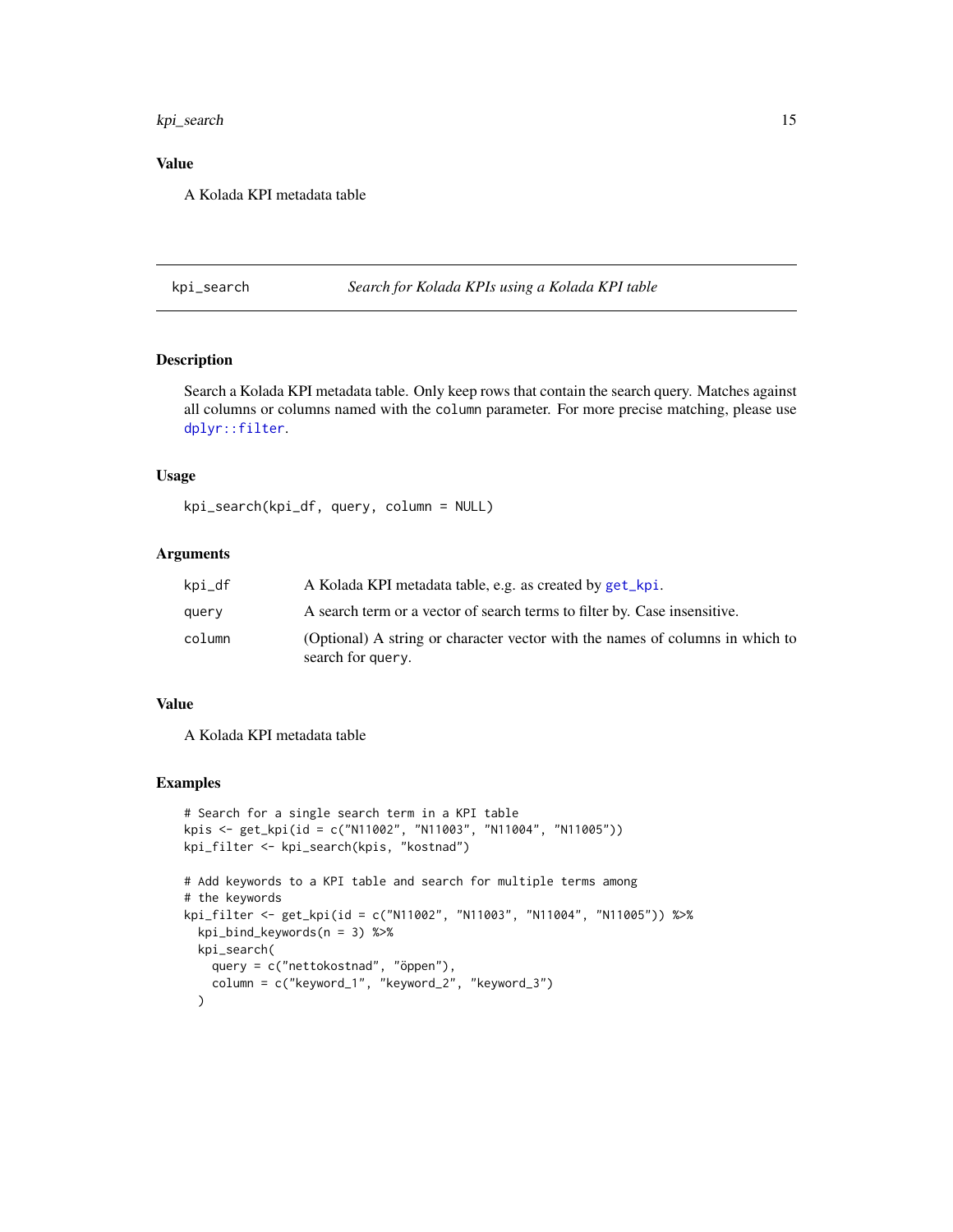### Value

A Kolada KPI metadata table

## kpi_search — *Search for Kolada KPIs using a Kolada KPI table*

### Description

Search a Kolada KPI metadata table. Only keep rows that contain the search query. Matches against all columns or columns named with the `column` parameter. For more precise matching, please use `dplyr::filter`.

### Usage

```
kpi_search(kpi_df, query, column = NULL)
```

### Arguments

| | |
|---|---|
| `kpi_df` | A Kolada KPI metadata table, e.g. as created by `get_kpi`. |
| `query` | A search term or a vector of search terms to filter by. Case insensitive. |
| `column` | (Optional) A string or character vector with the names of columns in which to search for `query`. |

### Value

A Kolada KPI metadata table

### Examples

```
# Search for a single search term in a KPI table
kpis <- get_kpi(id = c("N11002", "N11003", "N11004", "N11005"))
kpi_filter <- kpi_search(kpis, "kostnad")

# Add keywords to a KPI table and search for multiple terms among
# the keywords
kpi_filter <- get_kpi(id = c("N11002", "N11003", "N11004", "N11005")) %>%
  kpi_bind_keywords(n = 3) %>%
  kpi_search(
    query = c("nettokostnad", "öppen"),
    column = c("keyword_1", "keyword_2", "keyword_3")
  )
```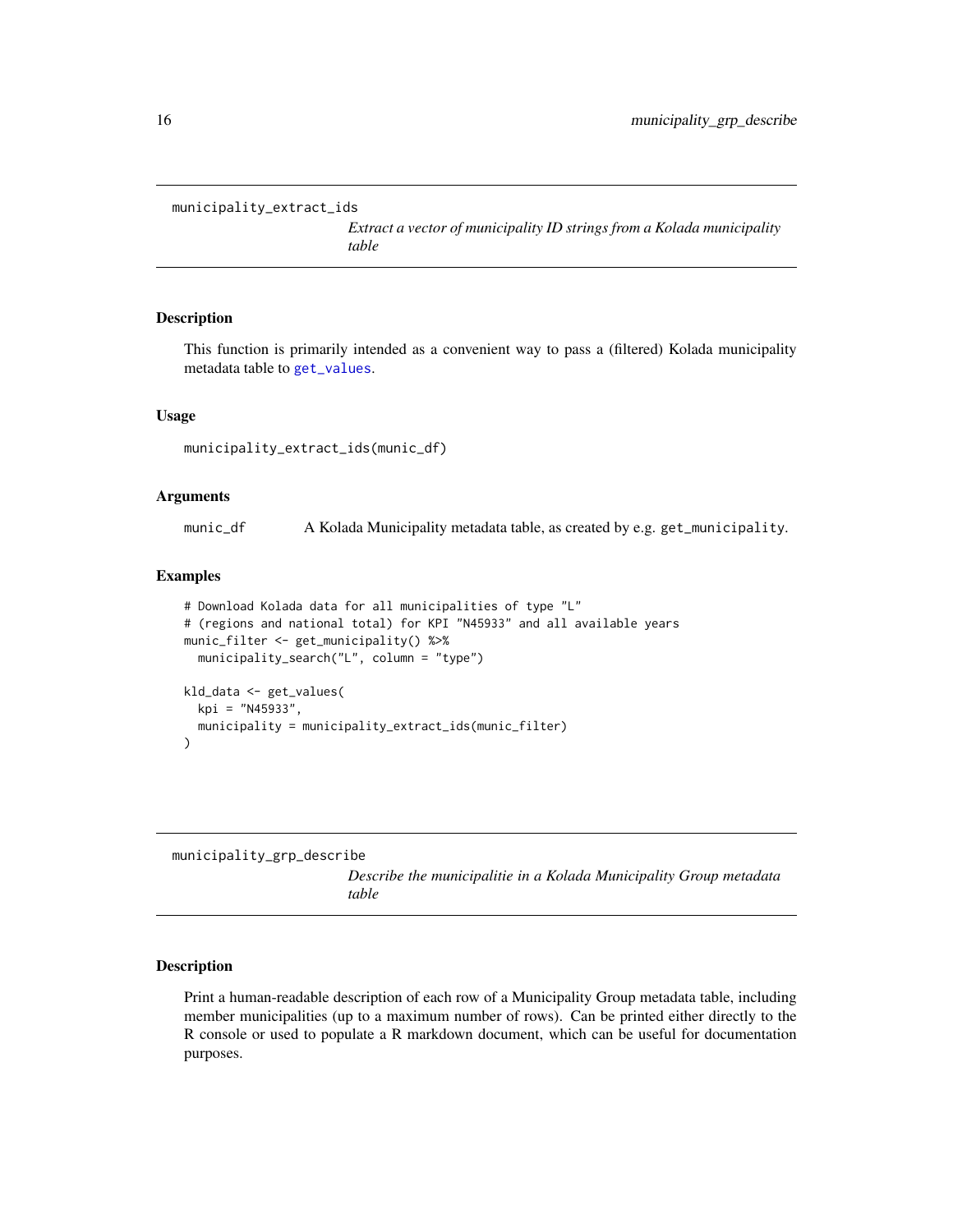## municipality_extract_ids

*Extract a vector of municipality ID strings from a Kolada municipality table*

### Description

This function is primarily intended as a convenient way to pass a (filtered) Kolada municipality metadata table to get_values.

### Usage

```
municipality_extract_ids(munic_df)
```

### Arguments

| | |
|---|---|
| munic_df | A Kolada Municipality metadata table, as created by e.g. get_municipality. |

### Examples

```
# Download Kolada data for all municipalities of type "L"
# (regions and national total) for KPI "N45933" and all available years
munic_filter <- get_municipality() %>%
  municipality_search("L", column = "type")

kld_data <- get_values(
  kpi = "N45933",
  municipality = municipality_extract_ids(munic_filter)
)
```

## municipality_grp_describe

*Describe the municipalitie in a Kolada Municipality Group metadata table*

### Description

Print a human-readable description of each row of a Municipality Group metadata table, including member municipalities (up to a maximum number of rows). Can be printed either directly to the R console or used to populate a R markdown document, which can be useful for documentation purposes.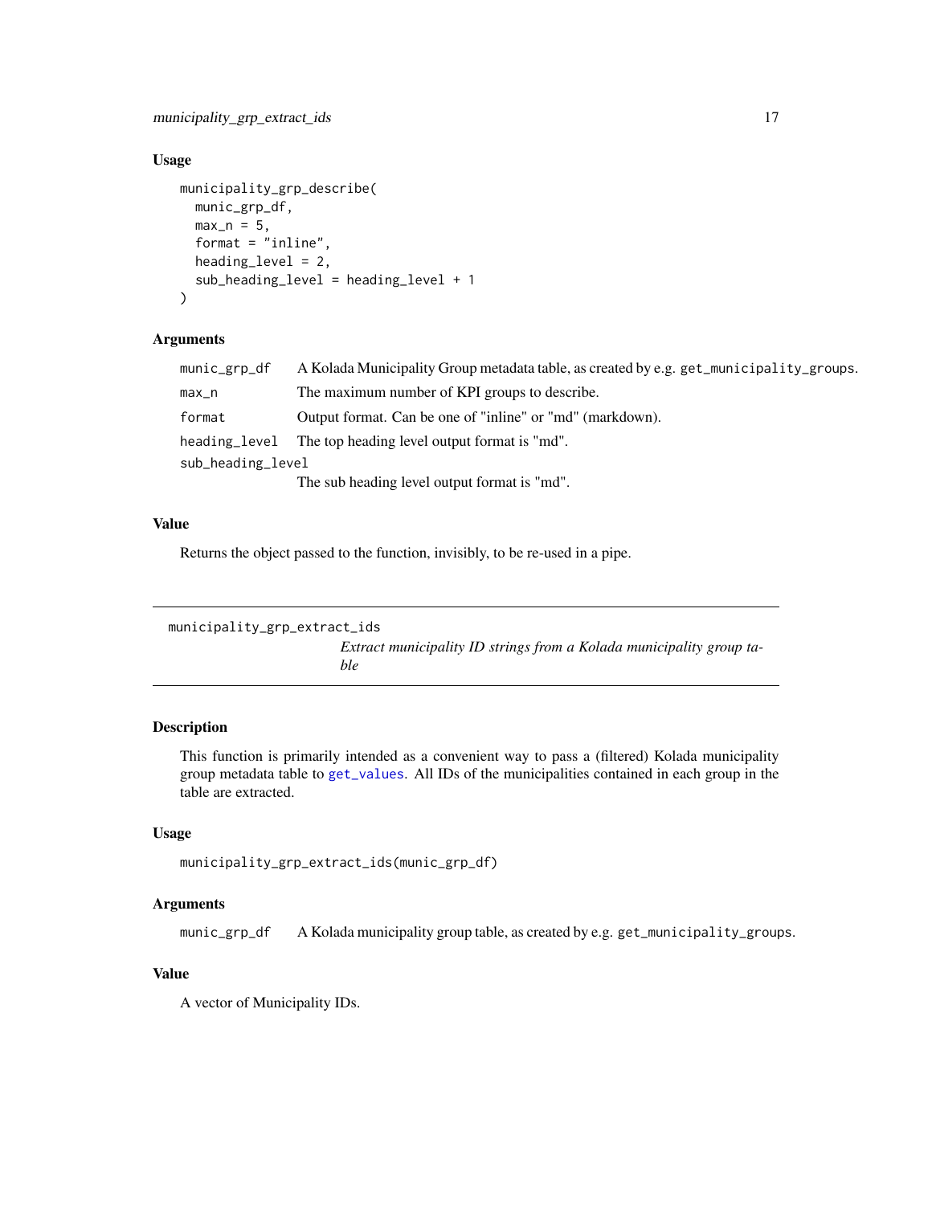### Usage

```
municipality_grp_describe(
  munic_grp_df,
  max_n = 5,
  format = "inline",
  heading_level = 2,
  sub_heading_level = heading_level + 1
)
```

### Arguments

| | |
|---|---|
| munic_grp_df | A Kolada Municipality Group metadata table, as created by e.g. `get_municipality_groups`. |
| max_n | The maximum number of KPI groups to describe. |
| format | Output format. Can be one of "inline" or "md" (markdown). |
| heading_level | The top heading level output format is "md". |
| sub_heading_level | The sub heading level output format is "md". |

### Value

Returns the object passed to the function, invisibly, to be re-used in a pipe.

---

## municipality_grp_extract_ids

*Extract municipality ID strings from a Kolada municipality group table*

---

### Description

This function is primarily intended as a convenient way to pass a (filtered) Kolada municipality group metadata table to `get_values`. All IDs of the municipalities contained in each group in the table are extracted.

### Usage

```
municipality_grp_extract_ids(munic_grp_df)
```

### Arguments

| | |
|---|---|
| munic_grp_df | A Kolada municipality group table, as created by e.g. `get_municipality_groups`. |

### Value

A vector of Municipality IDs.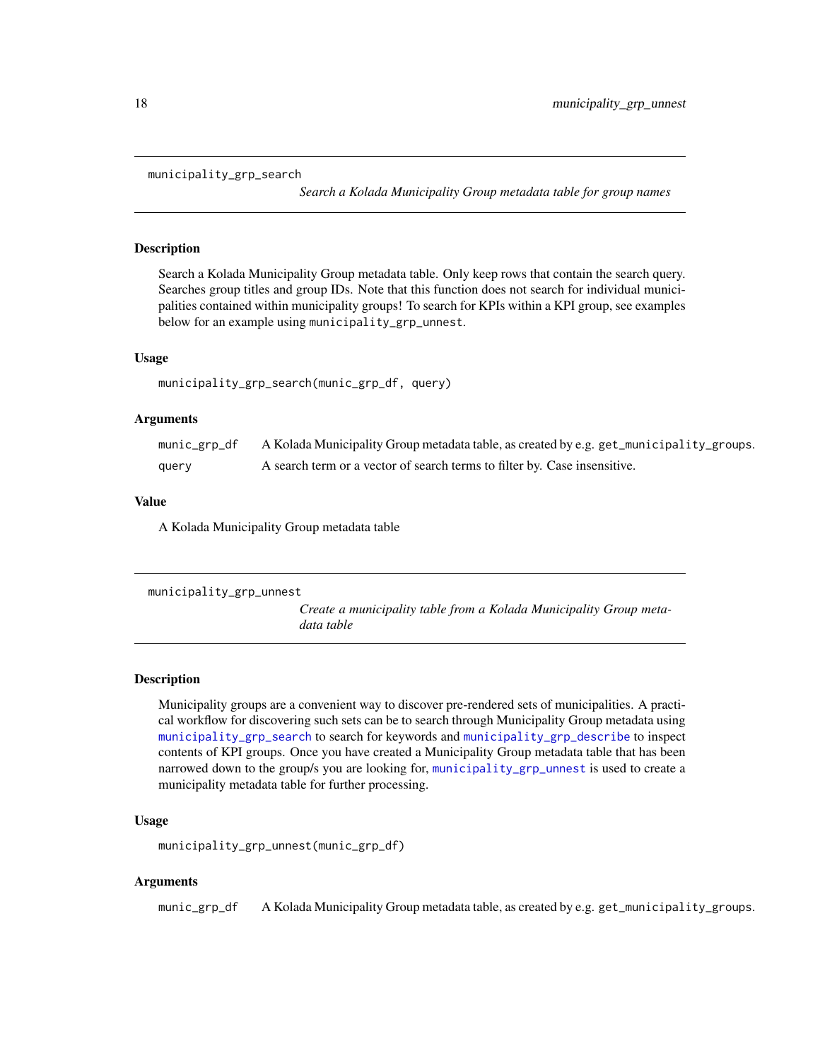## municipality_grp_search

*Search a Kolada Municipality Group metadata table for group names*

### Description

Search a Kolada Municipality Group metadata table. Only keep rows that contain the search query. Searches group titles and group IDs. Note that this function does not search for individual municipalities contained within municipality groups! To search for KPIs within a KPI group, see examples below for an example using `municipality_grp_unnest`.

### Usage

```
municipality_grp_search(munic_grp_df, query)
```

### Arguments

| | |
|---|---|
| `munic_grp_df` | A Kolada Municipality Group metadata table, as created by e.g. `get_municipality_groups`. |
| `query` | A search term or a vector of search terms to filter by. Case insensitive. |

### Value

A Kolada Municipality Group metadata table

## municipality_grp_unnest

*Create a municipality table from a Kolada Municipality Group metadata table*

### Description

Municipality groups are a convenient way to discover pre-rendered sets of municipalities. A practical workflow for discovering such sets can be to search through Municipality Group metadata using `municipality_grp_search` to search for keywords and `municipality_grp_describe` to inspect contents of KPI groups. Once you have created a Municipality Group metadata table that has been narrowed down to the group/s you are looking for, `municipality_grp_unnest` is used to create a municipality metadata table for further processing.

### Usage

```
municipality_grp_unnest(munic_grp_df)
```

### Arguments

| | |
|---|---|
| `munic_grp_df` | A Kolada Municipality Group metadata table, as created by e.g. `get_municipality_groups`. |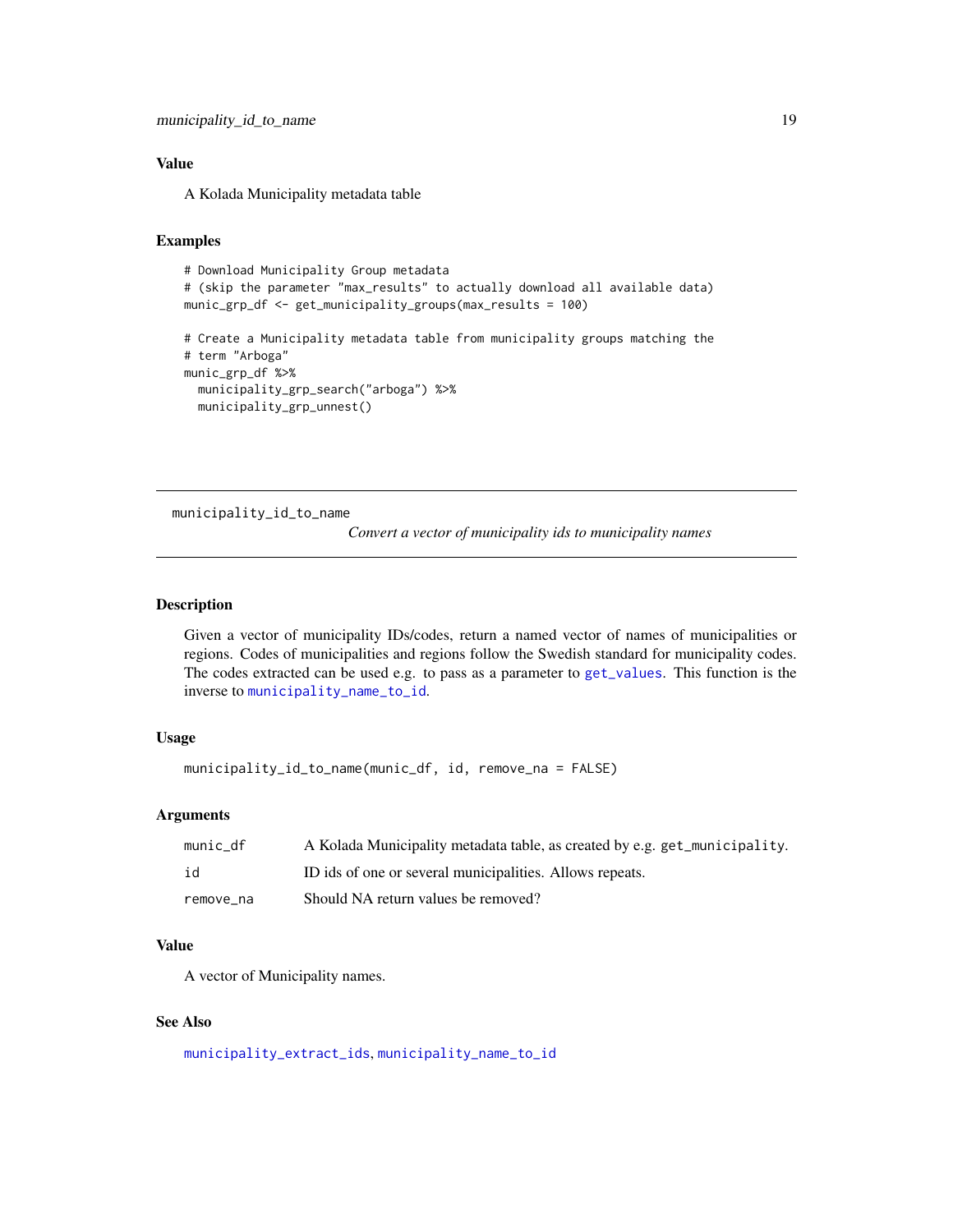### Value

A Kolada Municipality metadata table

### Examples

```
# Download Municipality Group metadata
# (skip the parameter "max_results" to actually download all available data)
munic_grp_df <- get_municipality_groups(max_results = 100)

# Create a Municipality metadata table from municipality groups matching the
# term "Arboga"
munic_grp_df %>%
  municipality_grp_search("arboga") %>%
  municipality_grp_unnest()
```

---

## municipality_id_to_name

*Convert a vector of municipality ids to municipality names*

---

### Description

Given a vector of municipality IDs/codes, return a named vector of names of municipalities or regions. Codes of municipalities and regions follow the Swedish standard for municipality codes. The codes extracted can be used e.g. to pass as a parameter to `get_values`. This function is the inverse to `municipality_name_to_id`.

### Usage

```
municipality_id_to_name(munic_df, id, remove_na = FALSE)
```

### Arguments

| | |
|---|---|
| `munic_df` | A Kolada Municipality metadata table, as created by e.g. `get_municipality`. |
| `id` | ID ids of one or several municipalities. Allows repeats. |
| `remove_na` | Should NA return values be removed? |

### Value

A vector of Municipality names.

### See Also

`municipality_extract_ids`, `municipality_name_to_id`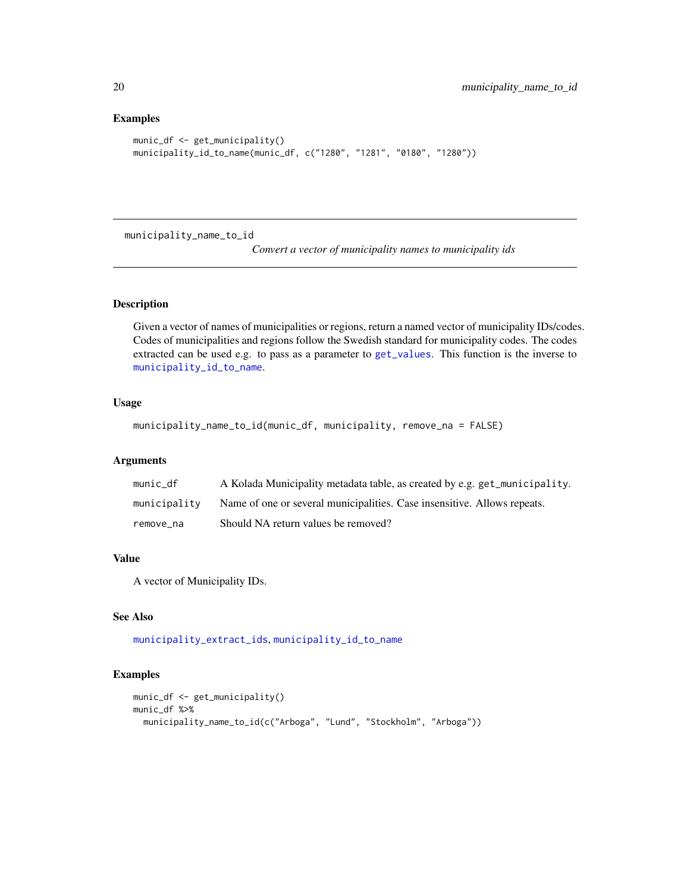### Examples

```
munic_df <- get_municipality()
municipality_id_to_name(munic_df, c("1280", "1281", "0180", "1280"))
```

---

## municipality_name_to_id

*Convert a vector of municipality names to municipality ids*

---

### Description

Given a vector of names of municipalities or regions, return a named vector of municipality IDs/codes. Codes of municipalities and regions follow the Swedish standard for municipality codes. The codes extracted can be used e.g. to pass as a parameter to `get_values`. This function is the inverse to `municipality_id_to_name`.

### Usage

```
municipality_name_to_id(munic_df, municipality, remove_na = FALSE)
```

### Arguments

| | |
|---|---|
| `munic_df` | A Kolada Municipality metadata table, as created by e.g. `get_municipality`. |
| `municipality` | Name of one or several municipalities. Case insensitive. Allows repeats. |
| `remove_na` | Should NA return values be removed? |

### Value

A vector of Municipality IDs.

### See Also

`municipality_extract_ids`, `municipality_id_to_name`

### Examples

```
munic_df <- get_municipality()
munic_df %>%
  municipality_name_to_id(c("Arboga", "Lund", "Stockholm", "Arboga"))
```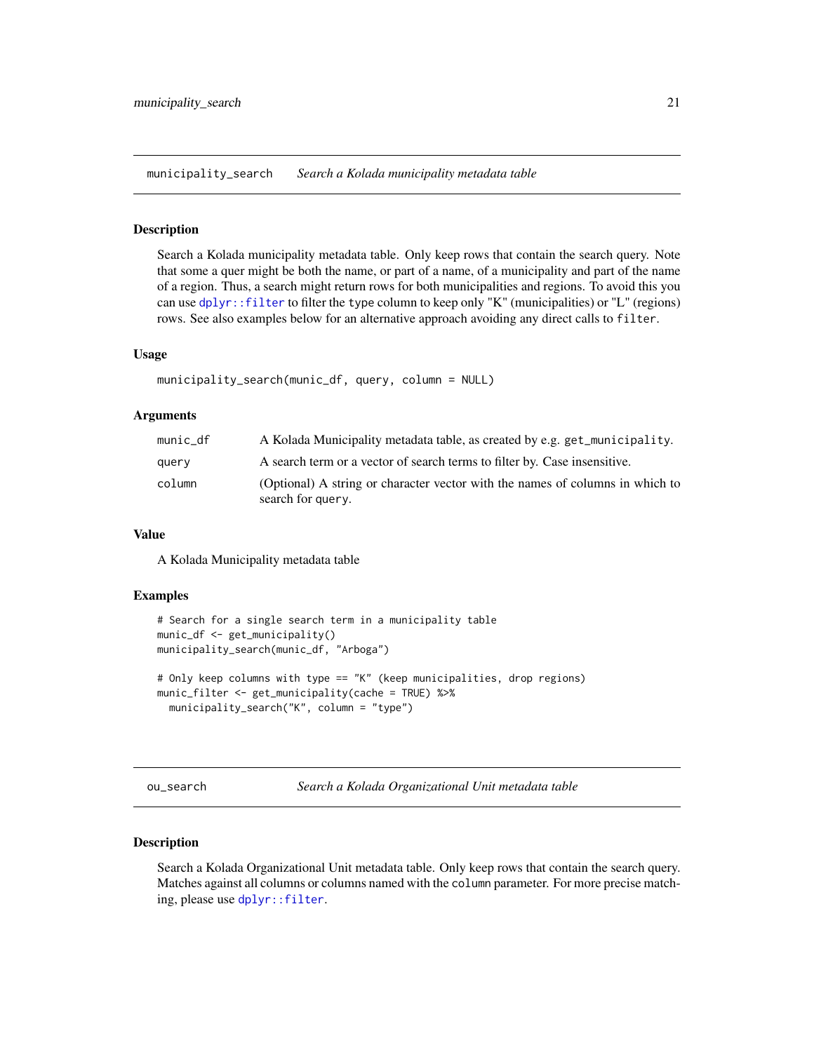## municipality_search — *Search a Kolada municipality metadata table*

### Description

Search a Kolada municipality metadata table. Only keep rows that contain the search query. Note that some a quer might be both the name, or part of a name, of a municipality and part of the name of a region. Thus, a search might return rows for both municipalities and regions. To avoid this you can use `dplyr::filter` to filter the `type` column to keep only "K" (municipalities) or "L" (regions) rows. See also examples below for an alternative approach avoiding any direct calls to `filter`.

### Usage

```
municipality_search(munic_df, query, column = NULL)
```

### Arguments

| | |
|---|---|
| `munic_df` | A Kolada Municipality metadata table, as created by e.g. `get_municipality`. |
| `query` | A search term or a vector of search terms to filter by. Case insensitive. |
| `column` | (Optional) A string or character vector with the names of columns in which to search for `query`. |

### Value

A Kolada Municipality metadata table

### Examples

```
# Search for a single search term in a municipality table
munic_df <- get_municipality()
municipality_search(munic_df, "Arboga")

# Only keep columns with type == "K" (keep municipalities, drop regions)
munic_filter <- get_municipality(cache = TRUE) %>%
  municipality_search("K", column = "type")
```

## ou_search — *Search a Kolada Organizational Unit metadata table*

### Description

Search a Kolada Organizational Unit metadata table. Only keep rows that contain the search query. Matches against all columns or columns named with the `column` parameter. For more precise matching, please use `dplyr::filter`.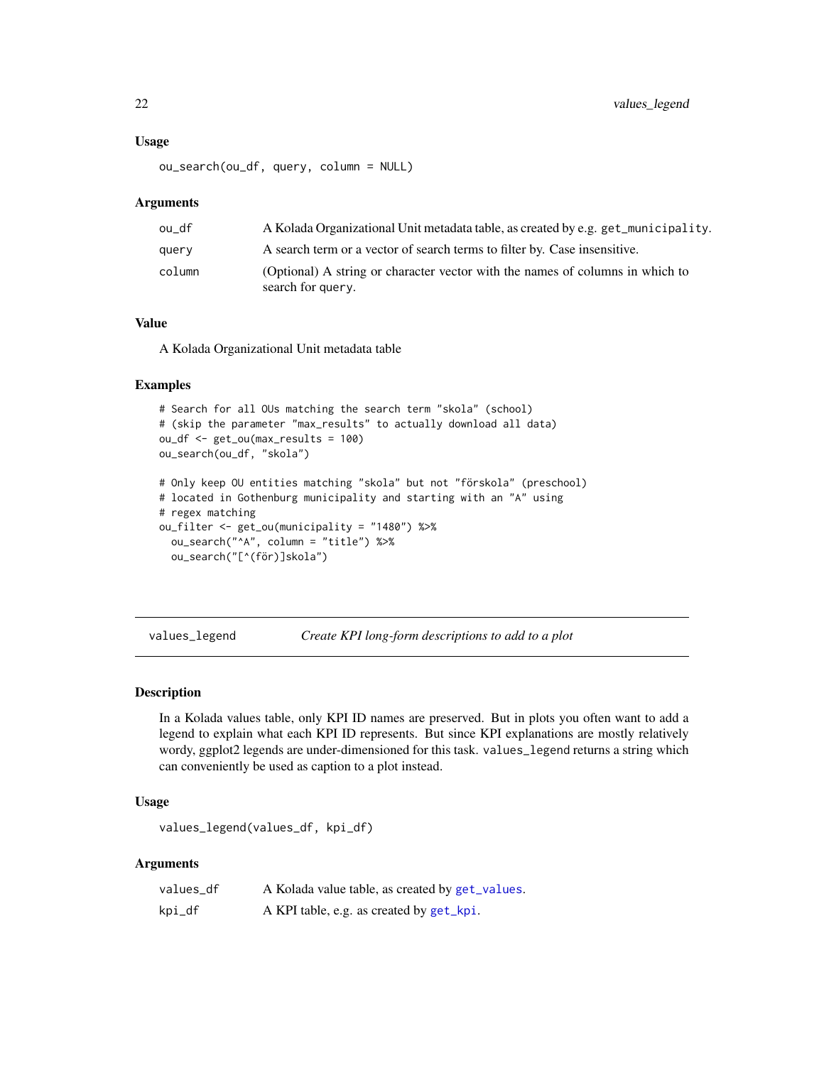### Usage

```
ou_search(ou_df, query, column = NULL)
```

### Arguments

| | |
|---|---|
| ou_df | A Kolada Organizational Unit metadata table, as created by e.g. `get_municipality`. |
| query | A search term or a vector of search terms to filter by. Case insensitive. |
| column | (Optional) A string or character vector with the names of columns in which to search for `query`. |

### Value

A Kolada Organizational Unit metadata table

### Examples

```
# Search for all OUs matching the search term "skola" (school)
# (skip the parameter "max_results" to actually download all data)
ou_df <- get_ou(max_results = 100)
ou_search(ou_df, "skola")

# Only keep OU entities matching "skola" but not "förskola" (preschool)
# located in Gothenburg municipality and starting with an "A" using
# regex matching
ou_filter <- get_ou(municipality = "1480") %>%
  ou_search("^A", column = "title") %>%
  ou_search("[^(för)]skola")
```

---

## values_legend — *Create KPI long-form descriptions to add to a plot*

### Description

In a Kolada values table, only KPI ID names are preserved. But in plots you often want to add a legend to explain what each KPI ID represents. But since KPI explanations are mostly relatively wordy, ggplot2 legends are under-dimensioned for this task. `values_legend` returns a string which can conveniently be used as caption to a plot instead.

### Usage

```
values_legend(values_df, kpi_df)
```

### Arguments

| | |
|---|---|
| values_df | A Kolada value table, as created by `get_values`. |
| kpi_df | A KPI table, e.g. as created by `get_kpi`. |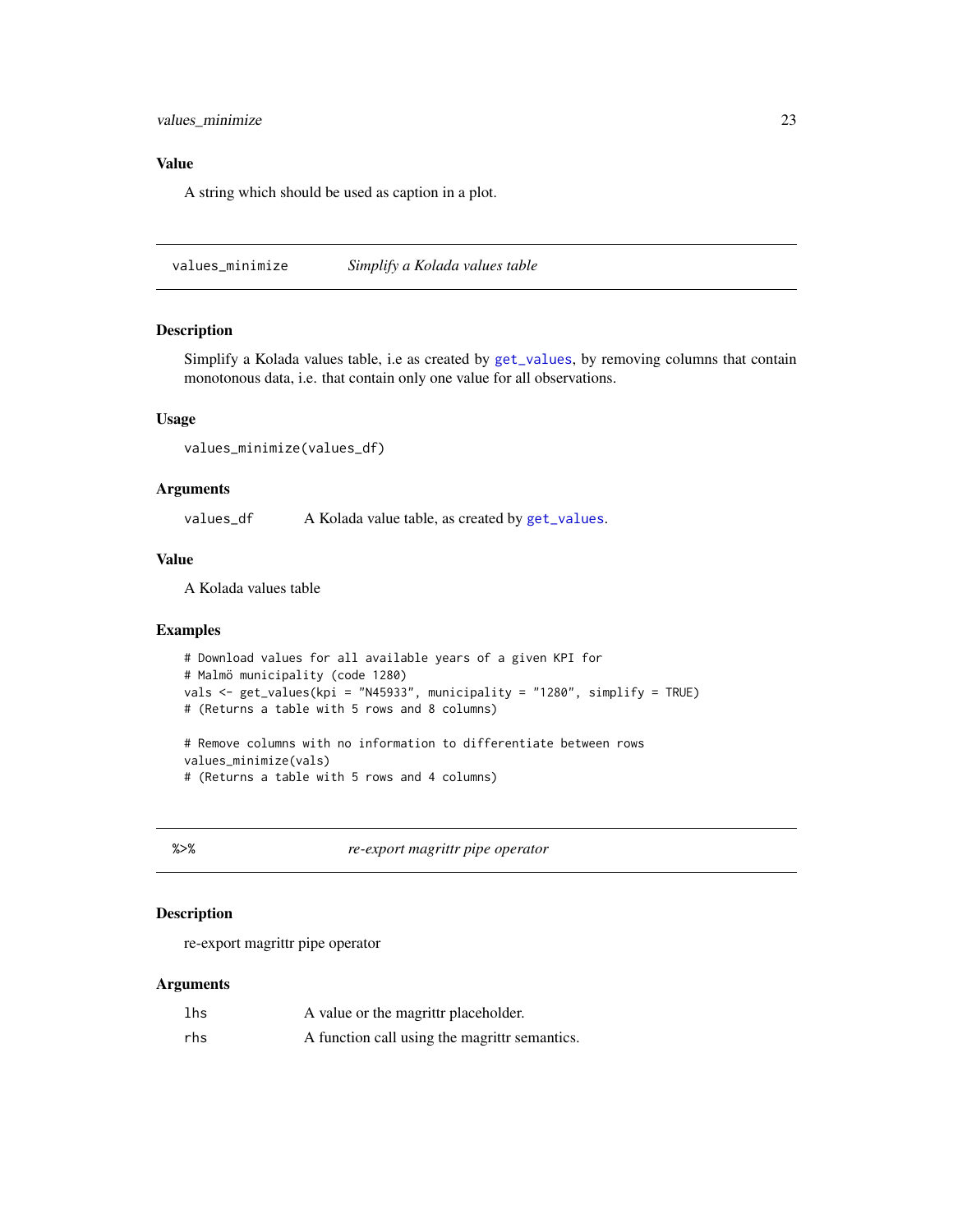### Value

A string which should be used as caption in a plot.

---

## values_minimize — *Simplify a Kolada values table*

### Description

Simplify a Kolada values table, i.e as created by get_values, by removing columns that contain monotonous data, i.e. that contain only one value for all observations.

### Usage

```
values_minimize(values_df)
```

### Arguments

| | |
|---|---|
| values_df | A Kolada value table, as created by get_values. |

### Value

A Kolada values table

### Examples

```
# Download values for all available years of a given KPI for
# Malmö municipality (code 1280)
vals <- get_values(kpi = "N45933", municipality = "1280", simplify = TRUE)
# (Returns a table with 5 rows and 8 columns)

# Remove columns with no information to differentiate between rows
values_minimize(vals)
# (Returns a table with 5 rows and 4 columns)
```

---

## %>% — *re-export magrittr pipe operator*

### Description

re-export magrittr pipe operator

### Arguments

| | |
|---|---|
| lhs | A value or the magrittr placeholder. |
| rhs | A function call using the magrittr semantics. |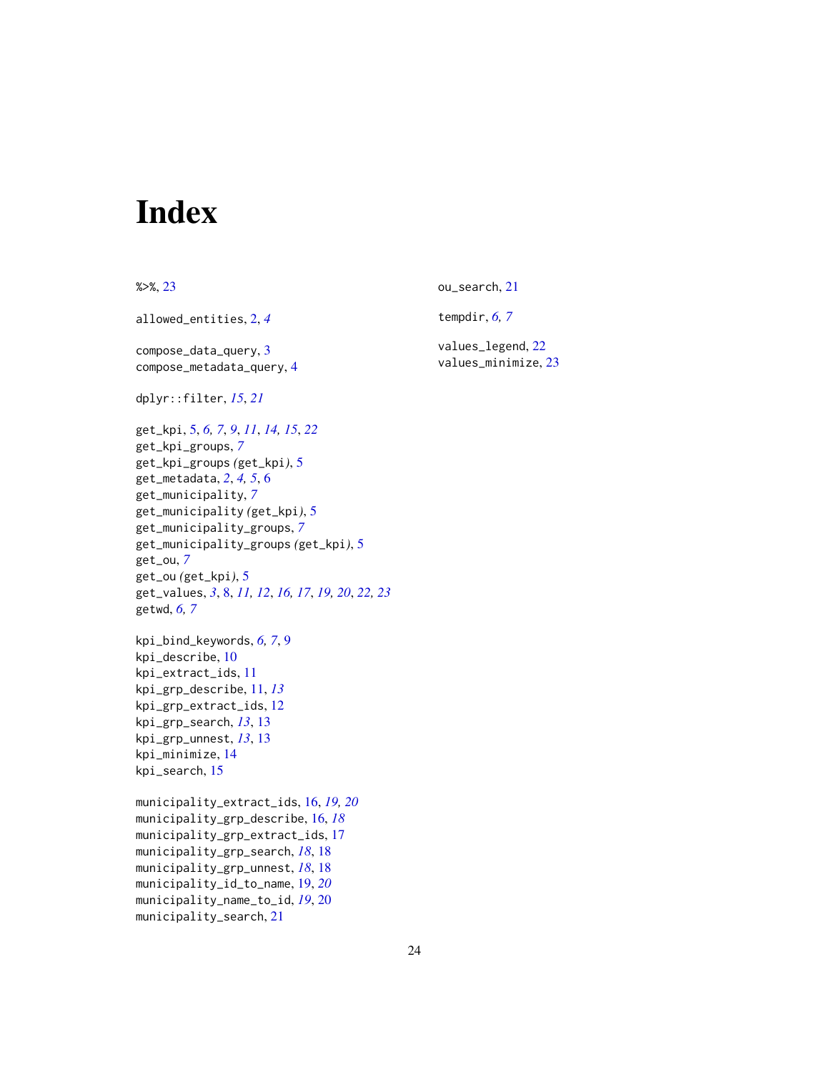# Index

%>%, 23

allowed_entities, 2, *4*

compose_data_query, 3
compose_metadata_query, 4

dplyr::filter, *15*, *21*

get_kpi, 5, *6, 7*, *9*, *11*, *14, 15*, *22*
get_kpi_groups, *7*
get_kpi_groups *(*get_kpi*)*, 5
get_metadata, *2*, *4, 5*, 6
get_municipality, *7*
get_municipality *(*get_kpi*)*, 5
get_municipality_groups, *7*
get_municipality_groups *(*get_kpi*)*, 5
get_ou, *7*
get_ou *(*get_kpi*)*, 5
get_values, *3*, 8, *11, 12*, *16, 17*, *19, 20*, *22, 23*
getwd, *6, 7*

kpi_bind_keywords, *6, 7*, 9
kpi_describe, 10
kpi_extract_ids, 11
kpi_grp_describe, 11, *13*
kpi_grp_extract_ids, 12
kpi_grp_search, *13*, 13
kpi_grp_unnest, *13*, 13
kpi_minimize, 14
kpi_search, 15

municipality_extract_ids, 16, *19, 20*
municipality_grp_describe, 16, *18*
municipality_grp_extract_ids, 17
municipality_grp_search, *18*, 18
municipality_grp_unnest, *18*, 18
municipality_id_to_name, 19, *20*
municipality_name_to_id, *19*, 20
municipality_search, 21

ou_search, 21

tempdir, *6, 7*

values_legend, 22
values_minimize, 23